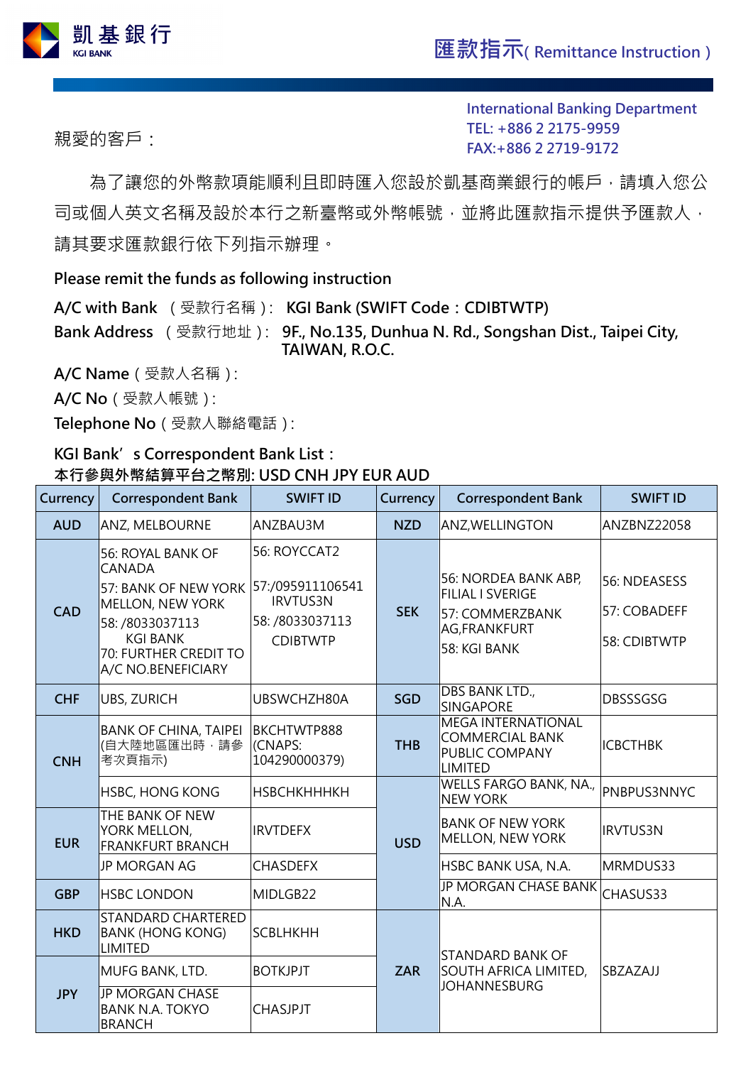凱基銀行
KGI BANK

# 匯款指示( Remittance Instruction )

International Banking Department
TEL: +886 2 2175-9959
FAX:+886 2 2719-9172

親愛的客戶：

為了讓您的外幣款項能順利且即時匯入您設於凱基商業銀行的帳戶，請填入您公司或個人英文名稱及設於本行之新臺幣或外幣帳號，並將此匯款指示提供予匯款人，請其要求匯款銀行依下列指示辦理。

**Please remit the funds as following instruction**

**A/C with Bank** （受款行名稱）: **KGI Bank (SWIFT Code：CDIBTWTP)**

**Bank Address** （受款行地址）: **9F., No.135, Dunhua N. Rd., Songshan Dist., Taipei City, TAIWAN, R.O.C.**

**A/C Name**（受款人名稱）:

**A/C No**（受款人帳號）:

**Telephone No**（受款人聯絡電話）:

**KGI Bank's Correspondent Bank List：**
**本行參與外幣結算平台之幣別: USD CNH JPY EUR AUD**

| Currency | Correspondent Bank | SWIFT ID | Currency | Correspondent Bank | SWIFT ID |
|---|---|---|---|---|---|
| AUD | ANZ, MELBOURNE | ANZBAU3M | NZD | ANZ,WELLINGTON | ANZBNZ22058 |
| CAD | 56: ROYAL BANK OF CANADA<br>57: BANK OF NEW YORK MELLON, NEW YORK<br>58: /8033037113 KGI BANK<br>70: FURTHER CREDIT TO A/C NO.BENEFICIARY | 56: ROYCCAT2<br>57:/095911106541 IRVTUS3N<br>58: /8033037113 CDIBTWTP | SEK | 56: NORDEA BANK ABP, FILIAL I SVERIGE<br>57: COMMERZBANK AG,FRANKFURT<br>58: KGI BANK | 56: NDEASESS<br>57: COBADEFF<br>58: CDIBTWTP |
| CHF | UBS, ZURICH | UBSWCHZH80A | SGD | DBS BANK LTD., SINGAPORE | DBSSSGSG |
| CNH | BANK OF CHINA, TAIPEI (自大陸地區匯出時，請參考次頁指示) | BKCHTWTP888 (CNAPS: 104290000379) | THB | MEGA INTERNATIONAL COMMERCIAL BANK PUBLIC COMPANY LIMITED | ICBCTHBK |
| CNH | HSBC, HONG KONG | HSBCHKHHHKH | USD | WELLS FARGO BANK, NA., NEW YORK | PNBPUS3NNYC |
| EUR | THE BANK OF NEW YORK MELLON, FRANKFURT BRANCH | IRVTDEFX | USD | BANK OF NEW YORK MELLON, NEW YORK | IRVTUS3N |
| EUR | JP MORGAN AG | CHASDEFX | USD | HSBC BANK USA, N.A. | MRMDUS33 |
| GBP | HSBC LONDON | MIDLGB22 | USD | JP MORGAN CHASE BANK N.A. | CHASUS33 |
| HKD | STANDARD CHARTERED BANK (HONG KONG) LIMITED | SCBLHKHH | ZAR | STANDARD BANK OF SOUTH AFRICA LIMITED, JOHANNESBURG | SBZAZAJJ |
| JPY | MUFG BANK, LTD. | BOTKJPJT | ZAR | | |
| JPY | JP MORGAN CHASE BANK N.A. TOKYO BRANCH | CHASJPJT | ZAR | | |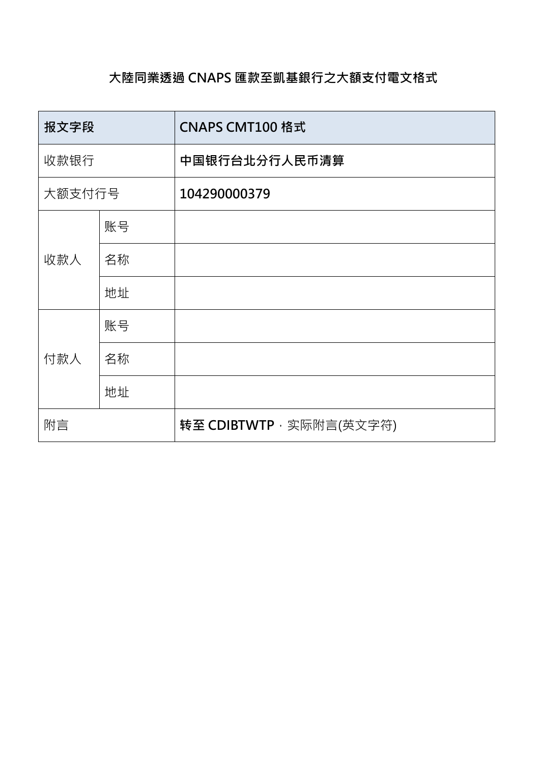## 大陸同業透過 CNAPS 匯款至凱基銀行之大額支付電文格式

| **报文字段** | | **CNAPS CMT100 格式** |
|---|---|---|
| 收款银行 | | **中国银行台北分行人民币清算** |
| 大额支付行号 | | **104290000379** |
| 收款人 | 账号 | |
| | 名称 | |
| | 地址 | |
| 付款人 | 账号 | |
| | 名称 | |
| | 地址 | |
| 附言 | | **转至 CDIBTWTP**，实际附言(英文字符) |